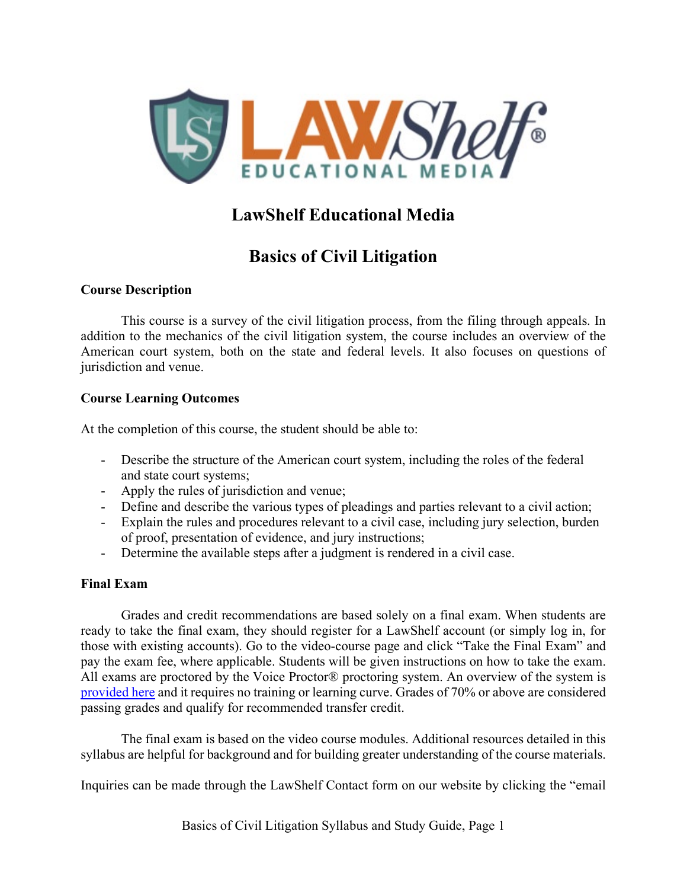# LawShelf Educational Media

## Basics of Civil Litigation

### Course Description

This course is a survey of the civil litigation process, from the filing through appeals. In addition to the mechanics of the civil litigation system, the course includes an overview of the American court system, both on the state and federal levels. It also focuses on questions of jurisdiction and venue.

### Course Learning Outcomes

At the completion of this course, the student should be able to:

- Describe the structure of the American court system, including the roles of the federal and state court systems;
- Apply the rules of jurisdiction and venue;
- Define and describe the various types of pleadings and parties relevant to a civil action;
- Explain the rules and procedures relevant to a civil case, including jury selection, burden of proof, presentation of evidence, and jury instructions;
- Determine the available steps after a judgment is rendered in a civil case.

### Final Exam

Grades and credit recommendations are based solely on a final exam. When students are ready to take the final exam, they should register for a LawShelf account (or simply log in, for those with existing accounts). Go to the video-course page and click "Take the Final Exam" and pay the exam fee, where applicable. Students will be given instructions on how to take the exam. All exams are proctored by the Voice Proctor® proctoring system. An overview of the system is provided here and it requires no training or learning curve. Grades of 70% or above are considered passing grades and qualify for recommended transfer credit.

The final exam is based on the video course modules. Additional resources detailed in this syllabus are helpful for background and for building greater understanding of the course materials.

Inquiries can be made through the LawShelf Contact form on our website by clicking the "email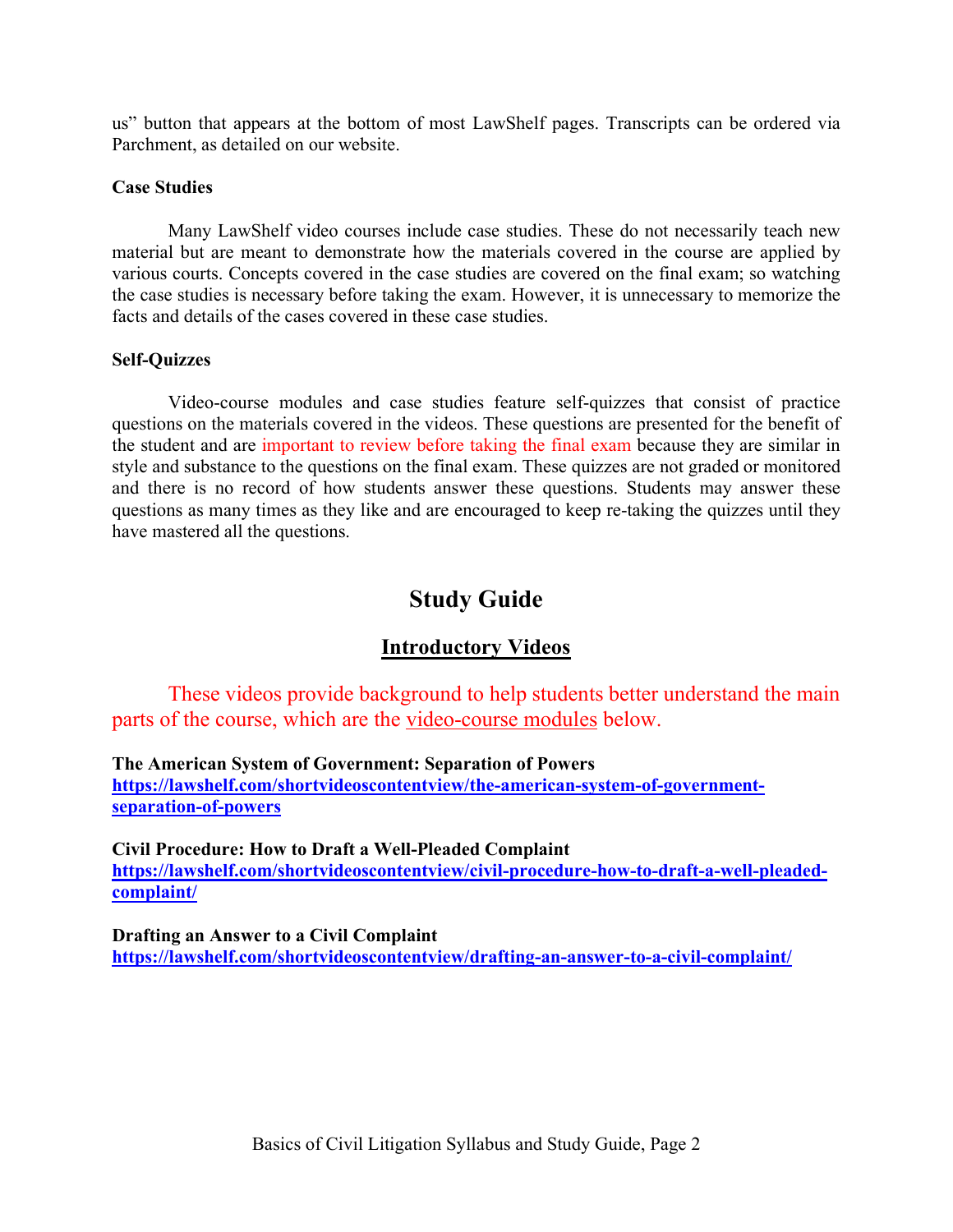us" button that appears at the bottom of most LawShelf pages. Transcripts can be ordered via Parchment, as detailed on our website.

**Case Studies**

Many LawShelf video courses include case studies. These do not necessarily teach new material but are meant to demonstrate how the materials covered in the course are applied by various courts. Concepts covered in the case studies are covered on the final exam; so watching the case studies is necessary before taking the exam. However, it is unnecessary to memorize the facts and details of the cases covered in these case studies.

**Self-Quizzes**

Video-course modules and case studies feature self-quizzes that consist of practice questions on the materials covered in the videos. These questions are presented for the benefit of the student and are important to review before taking the final exam because they are similar in style and substance to the questions on the final exam. These quizzes are not graded or monitored and there is no record of how students answer these questions. Students may answer these questions as many times as they like and are encouraged to keep re-taking the quizzes until they have mastered all the questions.

# Study Guide

## Introductory Videos

These videos provide background to help students better understand the main parts of the course, which are the video-course modules below.

**The American System of Government: Separation of Powers**
**https://lawshelf.com/shortvideoscontentview/the-american-system-of-government-separation-of-powers**

**Civil Procedure: How to Draft a Well-Pleaded Complaint**
**https://lawshelf.com/shortvideoscontentview/civil-procedure-how-to-draft-a-well-pleaded-complaint/**

**Drafting an Answer to a Civil Complaint**
**https://lawshelf.com/shortvideoscontentview/drafting-an-answer-to-a-civil-complaint/**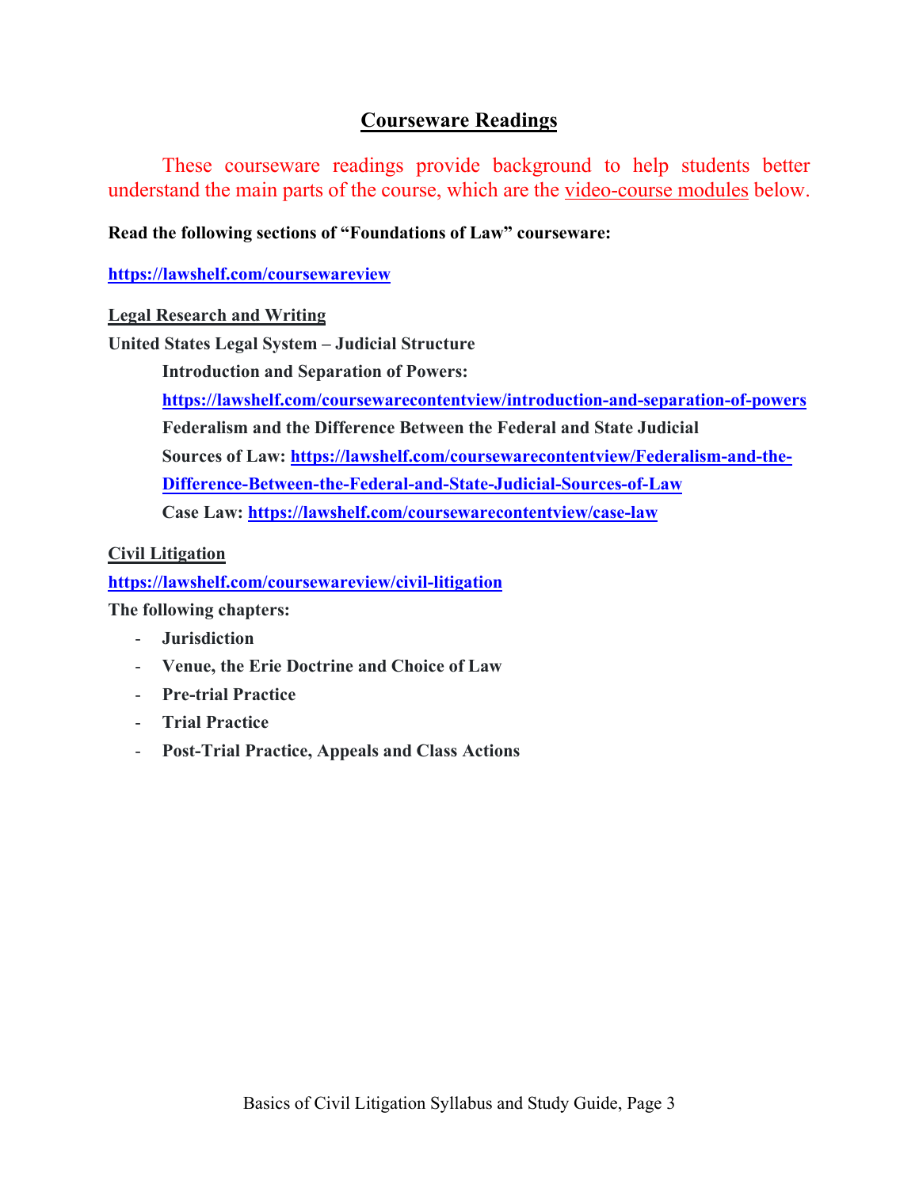## Courseware Readings

These courseware readings provide background to help students better understand the main parts of the course, which are the video-course modules below.

**Read the following sections of "Foundations of Law" courseware:**

**https://lawshelf.com/coursewareview**

**Legal Research and Writing**

**United States Legal System – Judicial Structure**

**Introduction and Separation of Powers:**
**https://lawshelf.com/coursewarecontentview/introduction-and-separation-of-powers**

**Federalism and the Difference Between the Federal and State Judicial Sources of Law: https://lawshelf.com/coursewarecontentview/Federalism-and-the-Difference-Between-the-Federal-and-State-Judicial-Sources-of-Law**

**Case Law: https://lawshelf.com/coursewarecontentview/case-law**

**Civil Litigation**

**https://lawshelf.com/coursewareview/civil-litigation**

**The following chapters:**

- **Jurisdiction**
- **Venue, the Erie Doctrine and Choice of Law**
- **Pre-trial Practice**
- **Trial Practice**
- **Post-Trial Practice, Appeals and Class Actions**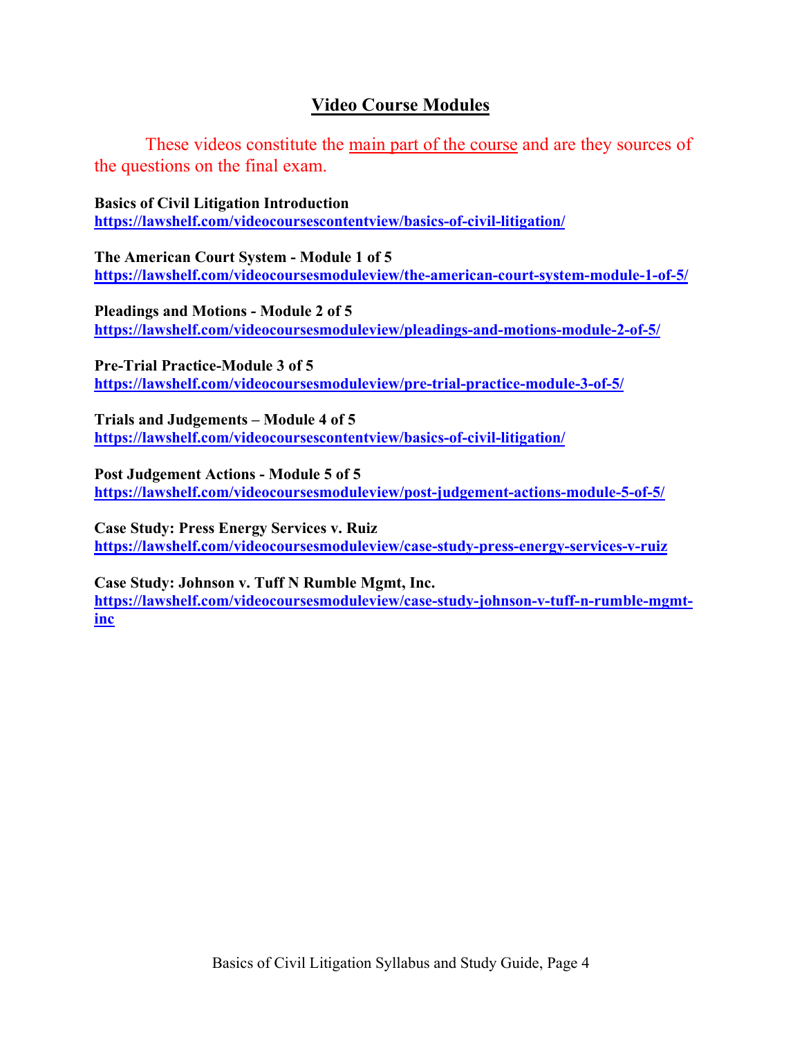## Video Course Modules

These videos constitute the main part of the course and are they sources of the questions on the final exam.

**Basics of Civil Litigation Introduction**
**https://lawshelf.com/videocoursescontentview/basics-of-civil-litigation/**

**The American Court System - Module 1 of 5**
**https://lawshelf.com/videocoursesmoduleview/the-american-court-system-module-1-of-5/**

**Pleadings and Motions - Module 2 of 5**
**https://lawshelf.com/videocoursesmoduleview/pleadings-and-motions-module-2-of-5/**

**Pre-Trial Practice-Module 3 of 5**
**https://lawshelf.com/videocoursesmoduleview/pre-trial-practice-module-3-of-5/**

**Trials and Judgements – Module 4 of 5**
**https://lawshelf.com/videocoursescontentview/basics-of-civil-litigation/**

**Post Judgement Actions - Module 5 of 5**
**https://lawshelf.com/videocoursesmoduleview/post-judgement-actions-module-5-of-5/**

**Case Study: Press Energy Services v. Ruiz**
**https://lawshelf.com/videocoursesmoduleview/case-study-press-energy-services-v-ruiz**

**Case Study: Johnson v. Tuff N Rumble Mgmt, Inc.**
**https://lawshelf.com/videocoursesmoduleview/case-study-johnson-v-tuff-n-rumble-mgmt-inc**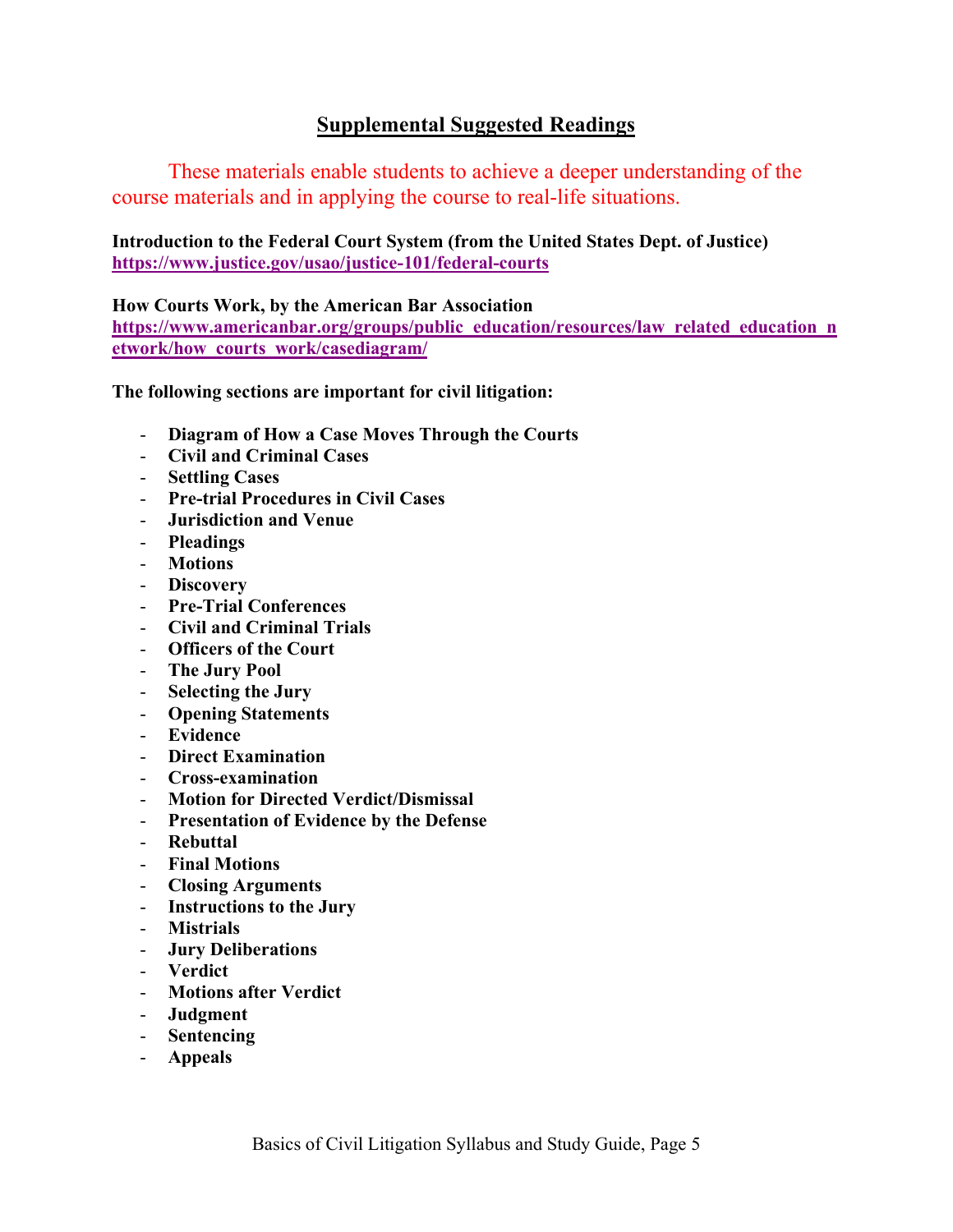## Supplemental Suggested Readings

These materials enable students to achieve a deeper understanding of the course materials and in applying the course to real-life situations.

**Introduction to the Federal Court System (from the United States Dept. of Justice)**
**https://www.justice.gov/usao/justice-101/federal-courts**

**How Courts Work, by the American Bar Association**
**https://www.americanbar.org/groups/public_education/resources/law_related_education_network/how_courts_work/casediagram/**

**The following sections are important for civil litigation:**

- **Diagram of How a Case Moves Through the Courts**
- **Civil and Criminal Cases**
- **Settling Cases**
- **Pre-trial Procedures in Civil Cases**
- **Jurisdiction and Venue**
- **Pleadings**
- **Motions**
- **Discovery**
- **Pre-Trial Conferences**
- **Civil and Criminal Trials**
- **Officers of the Court**
- **The Jury Pool**
- **Selecting the Jury**
- **Opening Statements**
- **Evidence**
- **Direct Examination**
- **Cross-examination**
- **Motion for Directed Verdict/Dismissal**
- **Presentation of Evidence by the Defense**
- **Rebuttal**
- **Final Motions**
- **Closing Arguments**
- **Instructions to the Jury**
- **Mistrials**
- **Jury Deliberations**
- **Verdict**
- **Motions after Verdict**
- **Judgment**
- **Sentencing**
- **Appeals**